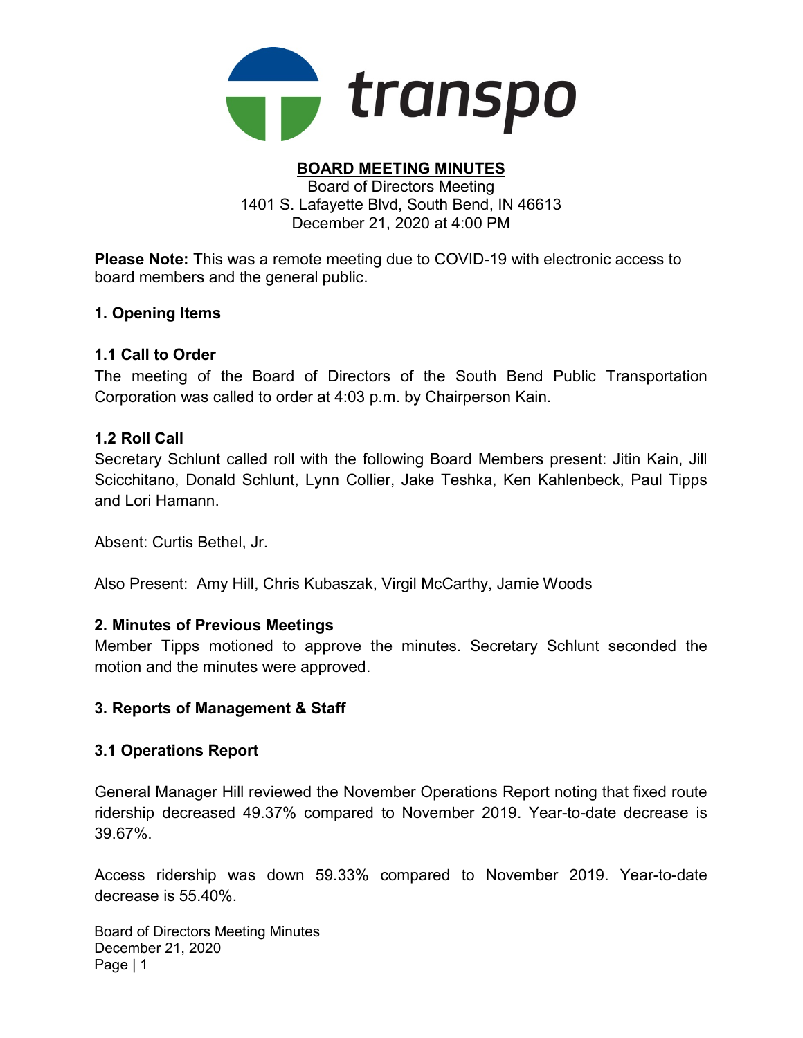transpo

**BOARD MEETING MINUTES**

Board of Directors Meeting
1401 S. Lafayette Blvd, South Bend, IN 46613
December 21, 2020 at 4:00 PM

**Please Note:** This was a remote meeting due to COVID-19 with electronic access to board members and the general public.

## 1. Opening Items

### 1.1 Call to Order

The meeting of the Board of Directors of the South Bend Public Transportation Corporation was called to order at 4:03 p.m. by Chairperson Kain.

### 1.2 Roll Call

Secretary Schlunt called roll with the following Board Members present: Jitin Kain, Jill Scicchitano, Donald Schlunt, Lynn Collier, Jake Teshka, Ken Kahlenbeck, Paul Tipps and Lori Hamann.

Absent: Curtis Bethel, Jr.

Also Present: Amy Hill, Chris Kubaszak, Virgil McCarthy, Jamie Woods

## 2. Minutes of Previous Meetings

Member Tipps motioned to approve the minutes. Secretary Schlunt seconded the motion and the minutes were approved.

## 3. Reports of Management & Staff

### 3.1 Operations Report

General Manager Hill reviewed the November Operations Report noting that fixed route ridership decreased 49.37% compared to November 2019. Year-to-date decrease is 39.67%.

Access ridership was down 59.33% compared to November 2019. Year-to-date decrease is 55.40%.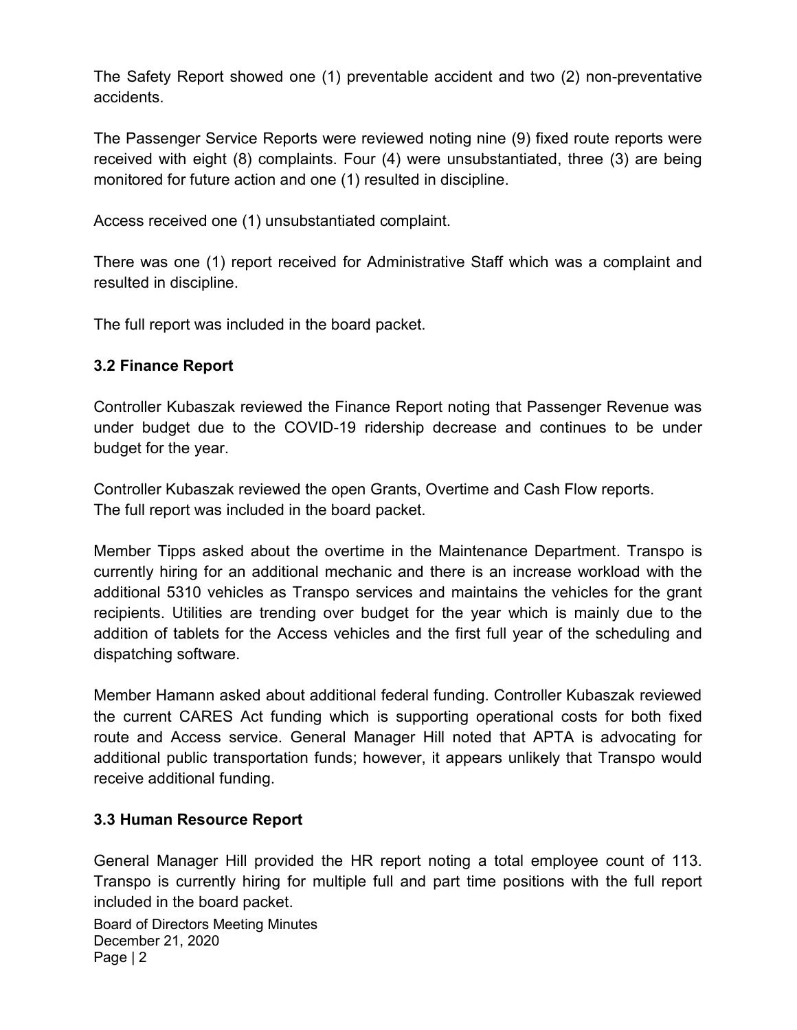The Safety Report showed one (1) preventable accident and two (2) non-preventative accidents.

The Passenger Service Reports were reviewed noting nine (9) fixed route reports were received with eight (8) complaints. Four (4) were unsubstantiated, three (3) are being monitored for future action and one (1) resulted in discipline.

Access received one (1) unsubstantiated complaint.

There was one (1) report received for Administrative Staff which was a complaint and resulted in discipline.

The full report was included in the board packet.

### 3.2 Finance Report

Controller Kubaszak reviewed the Finance Report noting that Passenger Revenue was under budget due to the COVID-19 ridership decrease and continues to be under budget for the year.

Controller Kubaszak reviewed the open Grants, Overtime and Cash Flow reports.
The full report was included in the board packet.

Member Tipps asked about the overtime in the Maintenance Department. Transpo is currently hiring for an additional mechanic and there is an increase workload with the additional 5310 vehicles as Transpo services and maintains the vehicles for the grant recipients. Utilities are trending over budget for the year which is mainly due to the addition of tablets for the Access vehicles and the first full year of the scheduling and dispatching software.

Member Hamann asked about additional federal funding. Controller Kubaszak reviewed the current CARES Act funding which is supporting operational costs for both fixed route and Access service. General Manager Hill noted that APTA is advocating for additional public transportation funds; however, it appears unlikely that Transpo would receive additional funding.

### 3.3 Human Resource Report

General Manager Hill provided the HR report noting a total employee count of 113. Transpo is currently hiring for multiple full and part time positions with the full report included in the board packet.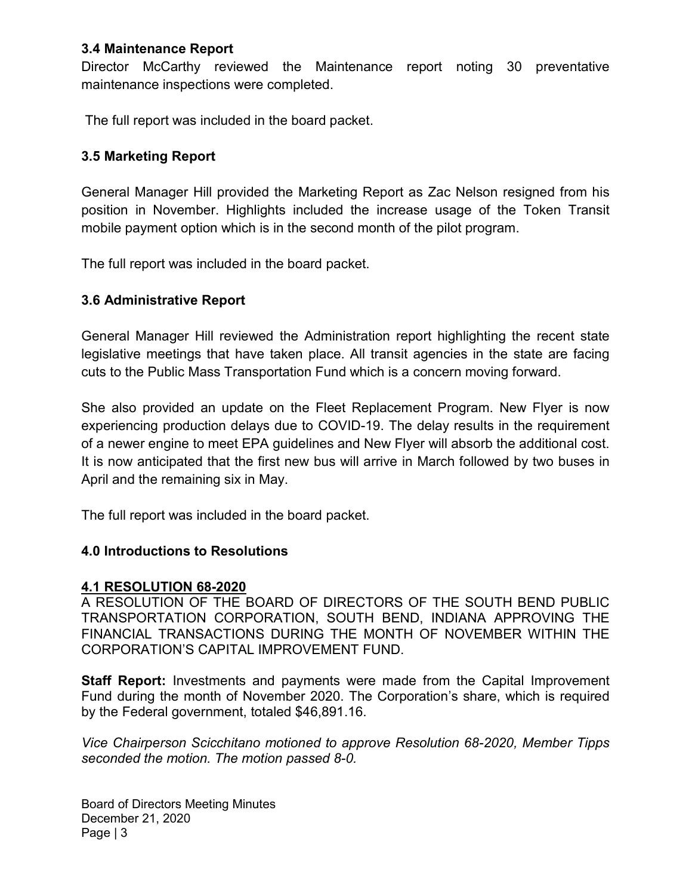### 3.4 Maintenance Report

Director McCarthy reviewed the Maintenance report noting 30 preventative maintenance inspections were completed.

The full report was included in the board packet.

### 3.5 Marketing Report

General Manager Hill provided the Marketing Report as Zac Nelson resigned from his position in November. Highlights included the increase usage of the Token Transit mobile payment option which is in the second month of the pilot program.

The full report was included in the board packet.

### 3.6 Administrative Report

General Manager Hill reviewed the Administration report highlighting the recent state legislative meetings that have taken place. All transit agencies in the state are facing cuts to the Public Mass Transportation Fund which is a concern moving forward.

She also provided an update on the Fleet Replacement Program. New Flyer is now experiencing production delays due to COVID-19. The delay results in the requirement of a newer engine to meet EPA guidelines and New Flyer will absorb the additional cost. It is now anticipated that the first new bus will arrive in March followed by two buses in April and the remaining six in May.

The full report was included in the board packet.

## 4.0 Introductions to Resolutions

### 4.1 RESOLUTION 68-2020

A RESOLUTION OF THE BOARD OF DIRECTORS OF THE SOUTH BEND PUBLIC TRANSPORTATION CORPORATION, SOUTH BEND, INDIANA APPROVING THE FINANCIAL TRANSACTIONS DURING THE MONTH OF NOVEMBER WITHIN THE CORPORATION'S CAPITAL IMPROVEMENT FUND.

**Staff Report:** Investments and payments were made from the Capital Improvement Fund during the month of November 2020. The Corporation's share, which is required by the Federal government, totaled $46,891.16.

*Vice Chairperson Scicchitano motioned to approve Resolution 68-2020, Member Tipps seconded the motion. The motion passed 8-0.*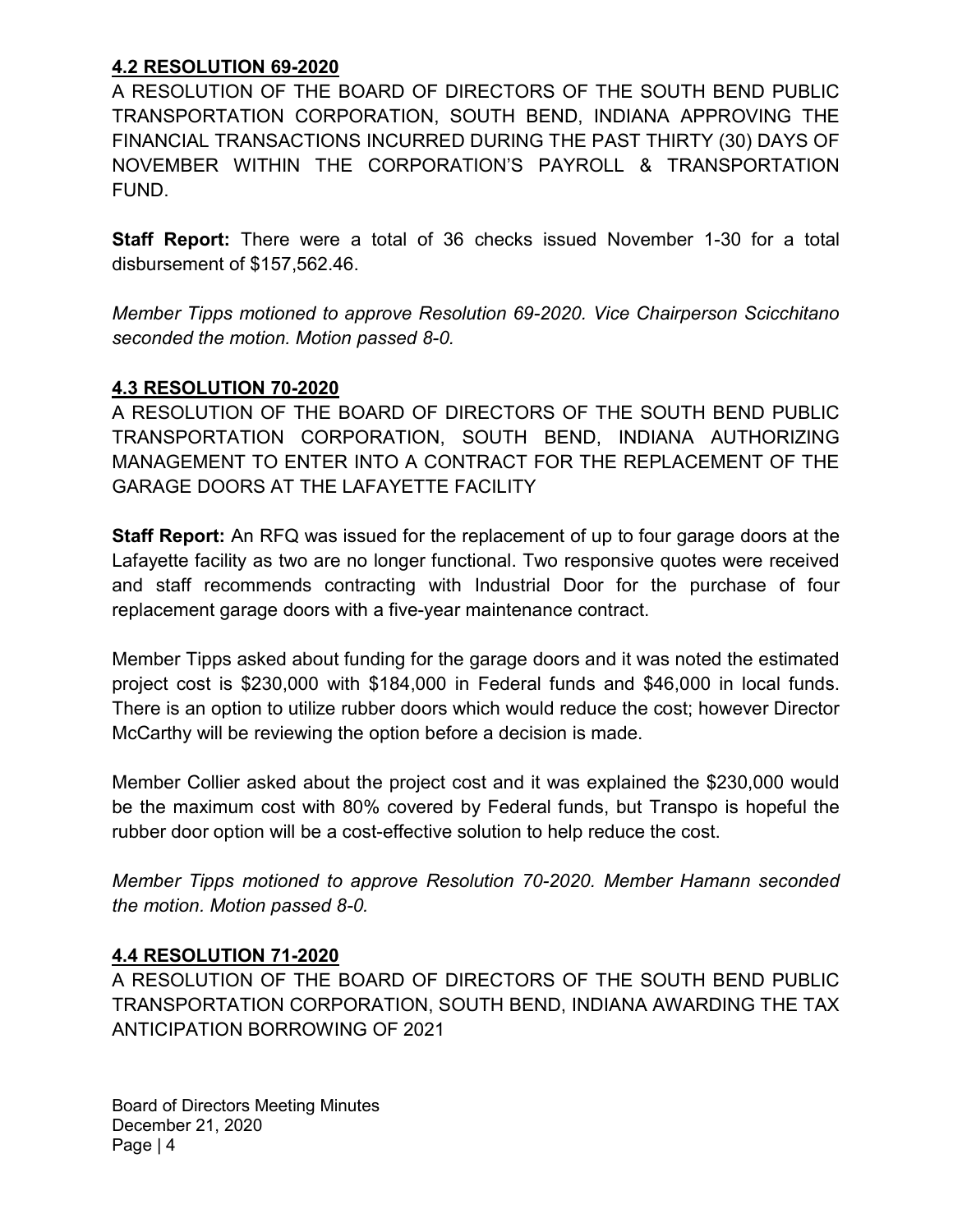### 4.2 RESOLUTION 69-2020

A RESOLUTION OF THE BOARD OF DIRECTORS OF THE SOUTH BEND PUBLIC TRANSPORTATION CORPORATION, SOUTH BEND, INDIANA APPROVING THE FINANCIAL TRANSACTIONS INCURRED DURING THE PAST THIRTY (30) DAYS OF NOVEMBER WITHIN THE CORPORATION'S PAYROLL & TRANSPORTATION FUND.

**Staff Report:** There were a total of 36 checks issued November 1-30 for a total disbursement of $157,562.46.

*Member Tipps motioned to approve Resolution 69-2020. Vice Chairperson Scicchitano seconded the motion. Motion passed 8-0.*

### 4.3 RESOLUTION 70-2020

A RESOLUTION OF THE BOARD OF DIRECTORS OF THE SOUTH BEND PUBLIC TRANSPORTATION CORPORATION, SOUTH BEND, INDIANA AUTHORIZING MANAGEMENT TO ENTER INTO A CONTRACT FOR THE REPLACEMENT OF THE GARAGE DOORS AT THE LAFAYETTE FACILITY

**Staff Report:** An RFQ was issued for the replacement of up to four garage doors at the Lafayette facility as two are no longer functional. Two responsive quotes were received and staff recommends contracting with Industrial Door for the purchase of four replacement garage doors with a five-year maintenance contract.

Member Tipps asked about funding for the garage doors and it was noted the estimated project cost is $230,000 with $184,000 in Federal funds and $46,000 in local funds. There is an option to utilize rubber doors which would reduce the cost; however Director McCarthy will be reviewing the option before a decision is made.

Member Collier asked about the project cost and it was explained the $230,000 would be the maximum cost with 80% covered by Federal funds, but Transpo is hopeful the rubber door option will be a cost-effective solution to help reduce the cost.

*Member Tipps motioned to approve Resolution 70-2020. Member Hamann seconded the motion. Motion passed 8-0.*

### 4.4 RESOLUTION 71-2020

A RESOLUTION OF THE BOARD OF DIRECTORS OF THE SOUTH BEND PUBLIC TRANSPORTATION CORPORATION, SOUTH BEND, INDIANA AWARDING THE TAX ANTICIPATION BORROWING OF 2021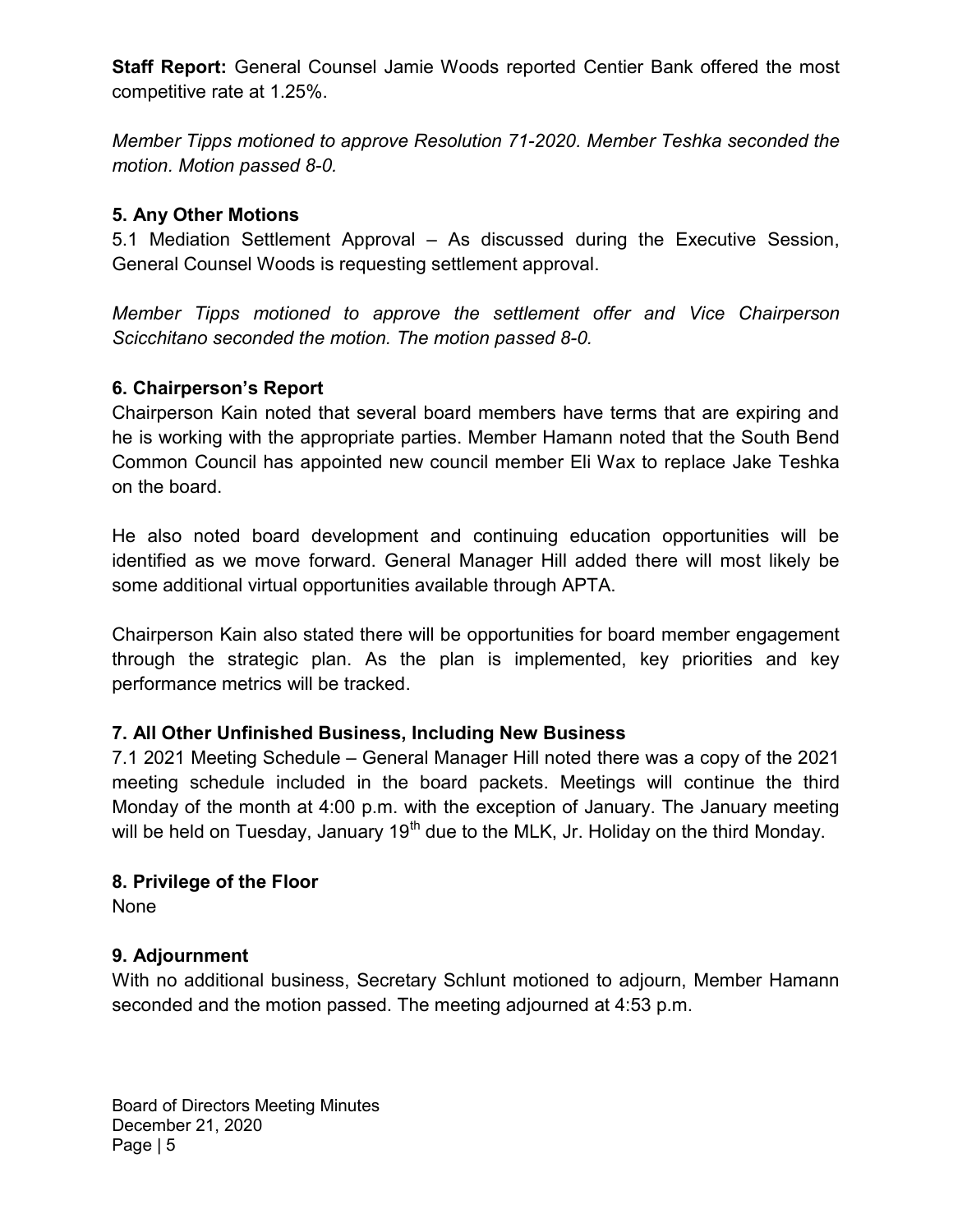**Staff Report:** General Counsel Jamie Woods reported Centier Bank offered the most competitive rate at 1.25%.

*Member Tipps motioned to approve Resolution 71-2020. Member Teshka seconded the motion. Motion passed 8-0.*

### 5. Any Other Motions

5.1 Mediation Settlement Approval – As discussed during the Executive Session, General Counsel Woods is requesting settlement approval.

*Member Tipps motioned to approve the settlement offer and Vice Chairperson Scicchitano seconded the motion. The motion passed 8-0.*

### 6. Chairperson's Report

Chairperson Kain noted that several board members have terms that are expiring and he is working with the appropriate parties. Member Hamann noted that the South Bend Common Council has appointed new council member Eli Wax to replace Jake Teshka on the board.

He also noted board development and continuing education opportunities will be identified as we move forward. General Manager Hill added there will most likely be some additional virtual opportunities available through APTA.

Chairperson Kain also stated there will be opportunities for board member engagement through the strategic plan. As the plan is implemented, key priorities and key performance metrics will be tracked.

### 7. All Other Unfinished Business, Including New Business

7.1 2021 Meeting Schedule – General Manager Hill noted there was a copy of the 2021 meeting schedule included in the board packets. Meetings will continue the third Monday of the month at 4:00 p.m. with the exception of January. The January meeting will be held on Tuesday, January 19th due to the MLK, Jr. Holiday on the third Monday.

### 8. Privilege of the Floor

None

### 9. Adjournment

With no additional business, Secretary Schlunt motioned to adjourn, Member Hamann seconded and the motion passed. The meeting adjourned at 4:53 p.m.